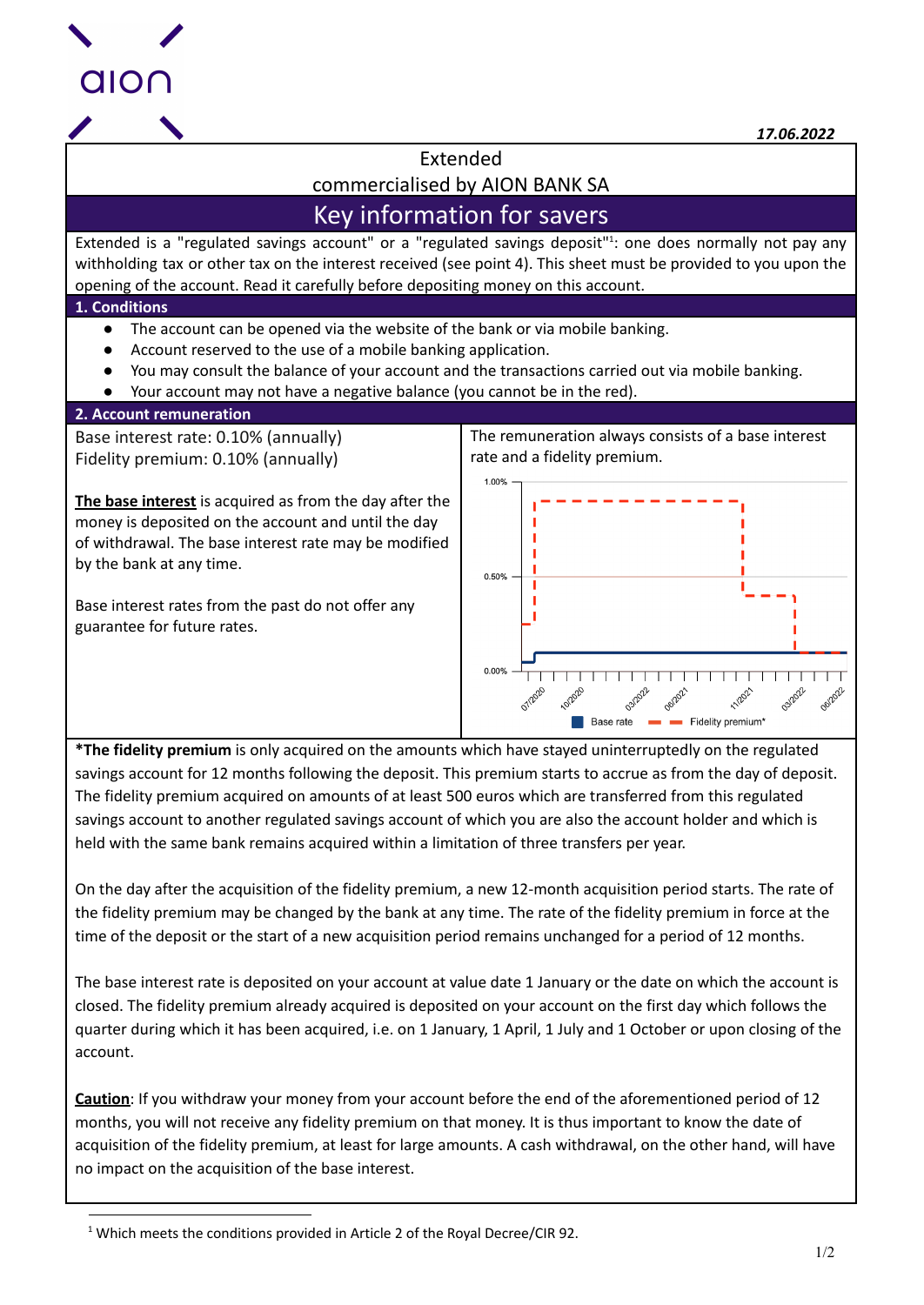17.06.2022

# Extended

commercialised by AION BANK SA

## Key information for savers

Extended is a "regulated savings account" or a "regulated savings deposit"[1]: one does normally not pay any withholding tax or other tax on the interest received (see point 4). This sheet must be provided to you upon the opening of the account. Read it carefully before depositing money on this account.

### 1. Conditions

- The account can be opened via the website of the bank or via mobile banking.
- Account reserved to the use of a mobile banking application.
- You may consult the balance of your account and the transactions carried out via mobile banking.
- Your account may not have a negative balance (you cannot be in the red).

### 2. Account remuneration

Base interest rate: 0.10% (annually)
Fidelity premium: 0.10% (annually)

**The base interest** is acquired as from the day after the money is deposited on the account and until the day of withdrawal. The base interest rate may be modified by the bank at any time.

Base interest rates from the past do not offer any guarantee for future rates.

The remuneration always consists of a base interest rate and a fidelity premium.

**\*The fidelity premium** is only acquired on the amounts which have stayed uninterruptedly on the regulated savings account for 12 months following the deposit. This premium starts to accrue as from the day of deposit. The fidelity premium acquired on amounts of at least 500 euros which are transferred from this regulated savings account to another regulated savings account of which you are also the account holder and which is held with the same bank remains acquired within a limitation of three transfers per year.

On the day after the acquisition of the fidelity premium, a new 12-month acquisition period starts. The rate of the fidelity premium may be changed by the bank at any time. The rate of the fidelity premium in force at the time of the deposit or the start of a new acquisition period remains unchanged for a period of 12 months.

The base interest rate is deposited on your account at value date 1 January or the date on which the account is closed. The fidelity premium already acquired is deposited on your account on the first day which follows the quarter during which it has been acquired, i.e. on 1 January, 1 April, 1 July and 1 October or upon closing of the account.

**Caution**: If you withdraw your money from your account before the end of the aforementioned period of 12 months, you will not receive any fidelity premium on that money. It is thus important to know the date of acquisition of the fidelity premium, at least for large amounts. A cash withdrawal, on the other hand, will have no impact on the acquisition of the base interest.

[1] Which meets the conditions provided in Article 2 of the Royal Decree/CIR 92.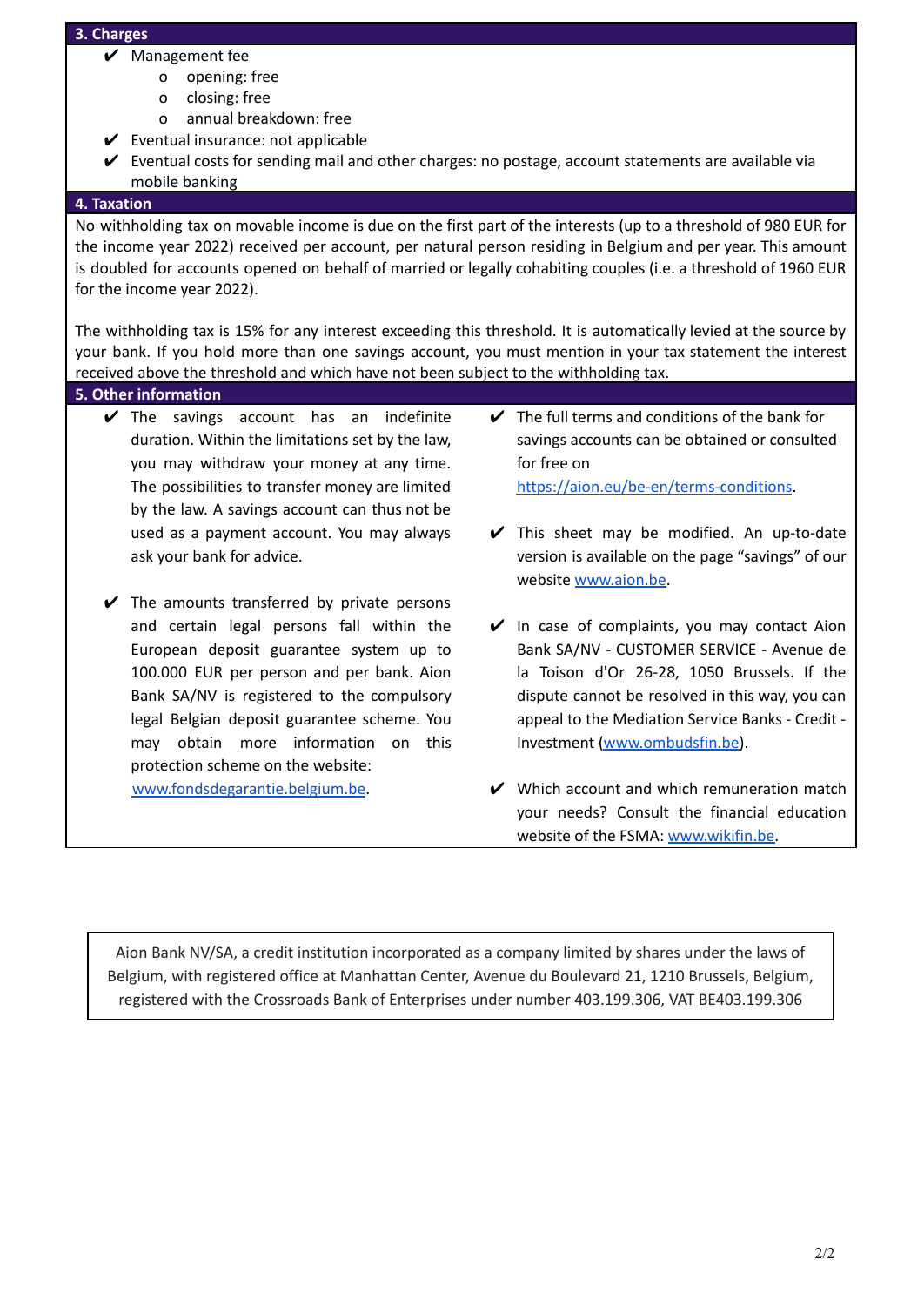## 3. Charges

- Management fee
  - opening: free
  - closing: free
  - annual breakdown: free
- Eventual insurance: not applicable
- Eventual costs for sending mail and other charges: no postage, account statements are available via mobile banking

## 4. Taxation

No withholding tax on movable income is due on the first part of the interests (up to a threshold of 980 EUR for the income year 2022) received per account, per natural person residing in Belgium and per year. This amount is doubled for accounts opened on behalf of married or legally cohabiting couples (i.e. a threshold of 1960 EUR for the income year 2022).

The withholding tax is 15% for any interest exceeding this threshold. It is automatically levied at the source by your bank. If you hold more than one savings account, you must mention in your tax statement the interest received above the threshold and which have not been subject to the withholding tax.

## 5. Other information

- The savings account has an indefinite duration. Within the limitations set by the law, you may withdraw your money at any time. The possibilities to transfer money are limited by the law. A savings account can thus not be used as a payment account. You may always ask your bank for advice.

- The amounts transferred by private persons and certain legal persons fall within the European deposit guarantee system up to 100.000 EUR per person and per bank. Aion Bank SA/NV is registered to the compulsory legal Belgian deposit guarantee scheme. You may obtain more information on this protection scheme on the website: www.fondsdegarantie.belgium.be.

- The full terms and conditions of the bank for savings accounts can be obtained or consulted for free on https://aion.eu/be-en/terms-conditions.

- This sheet may be modified. An up-to-date version is available on the page "savings" of our website www.aion.be.

- In case of complaints, you may contact Aion Bank SA/NV - CUSTOMER SERVICE - Avenue de la Toison d'Or 26-28, 1050 Brussels. If the dispute cannot be resolved in this way, you can appeal to the Mediation Service Banks - Credit - Investment (www.ombudsfin.be).

- Which account and which remuneration match your needs? Consult the financial education website of the FSMA: www.wikifin.be.

Aion Bank NV/SA, a credit institution incorporated as a company limited by shares under the laws of Belgium, with registered office at Manhattan Center, Avenue du Boulevard 21, 1210 Brussels, Belgium, registered with the Crossroads Bank of Enterprises under number 403.199.306, VAT BE403.199.306